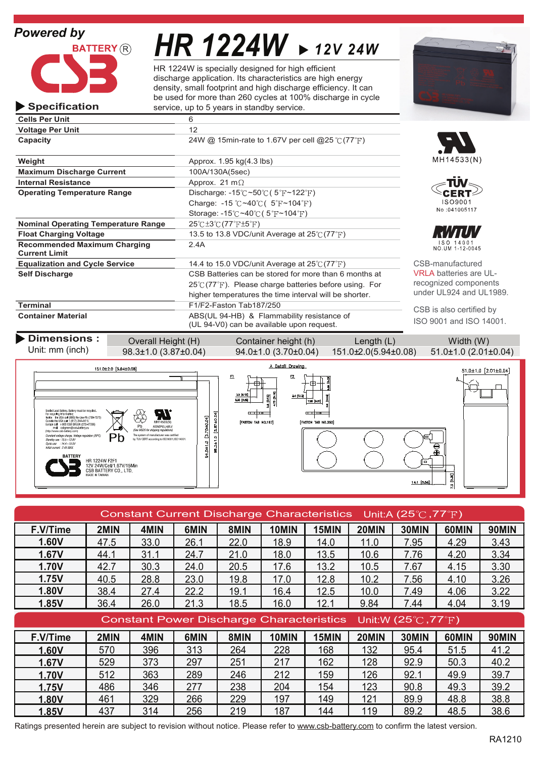Powered by

CSB BATTERY®

# HR 1224W ▶ 12V 24W

HR 1224W is specially designed for high efficient discharge application. Its characteristics are high energy density, small footprint and high discharge efficiency. It can be used for more than 260 cycles at 100% discharge in cycle service, up to 5 years in standby service.

## ▶ Specification

| | |
|---|---|
| **Cells Per Unit** | 6 |
| **Voltage Per Unit** | 12 |
| **Capacity** | 24W @ 15min-rate to 1.67V per cell @25℃(77℉) |
| **Weight** | Approx. 1.95 kg(4.3 lbs) |
| **Maximum Discharge Current** | 100A/130A(5sec) |
| **Internal Resistance** | Approx. 21 mΩ |
| **Operating Temperature Range** | Discharge: -15℃~50℃( 5℉~122℉) Charge: -15℃~40℃( 5℉~104℉) Storage: -15℃~40℃( 5℉~104℉) |
| **Nominal Operating Temperature Range** | 25℃±3℃(77℉±5℉) |
| **Float Charging Voltage** | 13.5 to 13.8 VDC/unit Average at 25℃(77℉) |
| **Recommended Maximum Charging Current Limit** | 2.4A |
| **Equalization and Cycle Service** | 14.4 to 15.0 VDC/unit Average at 25℃(77℉) |
| **Self Discharge** | CSB Batteries can be stored for more than 6 months at 25℃(77℉). Please charge batteries before using. For higher temperatures the time interval will be shorter. |
| **Terminal** | F1/F2-Faston Tab187/250 |
| **Container Material** | ABS(UL 94-HB) & Flammability resistance of (UL 94-V0) can be available upon request. |

MH14533(N)

TÜV CERT ISO9001 No :041005117

RWTÜV ISO 14001 NO.UM 1-12-0045

CSB-manufactured VRLA batteries are UL-recognized components under UL924 and UL1989.

CSB is also certified by ISO 9001 and ISO 14001.

## ▶ Dimensions :

Unit: mm (inch)

| Overall Height (H) | Container height (h) | Length (L) | Width (W) |
|---|---|---|---|
| 98.3±1.0 (3.87±0.04) | 94.0±1.0 (3.70±0.04) | 151.0±2.0(5.94±0.08) | 51.0±1.0 (2.01±0.04) |

## Constant Current Discharge Characteristics Unit:A (25℃,77℉)

| F.V/Time | 2MIN | 4MIN | 6MIN | 8MIN | 10MIN | 15MIN | 20MIN | 30MIN | 60MIN | 90MIN |
|---|---|---|---|---|---|---|---|---|---|---|
| 1.60V | 47.5 | 33.0 | 26.1 | 22.0 | 18.9 | 14.0 | 11.0 | 7.95 | 4.29 | 3.43 |
| 1.67V | 44.1 | 31.1 | 24.7 | 21.0 | 18.0 | 13.5 | 10.6 | 7.76 | 4.20 | 3.34 |
| 1.70V | 42.7 | 30.3 | 24.0 | 20.5 | 17.6 | 13.2 | 10.5 | 7.67 | 4.15 | 3.30 |
| 1.75V | 40.5 | 28.8 | 23.0 | 19.8 | 17.0 | 12.8 | 10.2 | 7.56 | 4.10 | 3.26 |
| 1.80V | 38.4 | 27.4 | 22.2 | 19.1 | 16.4 | 12.5 | 10.0 | 7.49 | 4.06 | 3.22 |
| 1.85V | 36.4 | 26.0 | 21.3 | 18.5 | 16.0 | 12.1 | 9.84 | 7.44 | 4.04 | 3.19 |

## Constant Power Discharge Characteristics Unit:W (25℃,77℉)

| F.V/Time | 2MIN | 4MIN | 6MIN | 8MIN | 10MIN | 15MIN | 20MIN | 30MIN | 60MIN | 90MIN |
|---|---|---|---|---|---|---|---|---|---|---|
| 1.60V | 570 | 396 | 313 | 264 | 228 | 168 | 132 | 95.4 | 51.5 | 41.2 |
| 1.67V | 529 | 373 | 297 | 251 | 217 | 162 | 128 | 92.9 | 50.3 | 40.2 |
| 1.70V | 512 | 363 | 289 | 246 | 212 | 159 | 126 | 92.1 | 49.9 | 39.7 |
| 1.75V | 486 | 346 | 277 | 238 | 204 | 154 | 123 | 90.8 | 49.3 | 39.2 |
| 1.80V | 461 | 329 | 266 | 229 | 197 | 149 | 121 | 89.9 | 48.8 | 38.8 |
| 1.85V | 437 | 314 | 256 | 219 | 187 | 144 | 119 | 89.2 | 48.5 | 38.6 |

Ratings presented herein are subject to revision without notice. Please refer to www.csb-battery.com to confirm the latest version.

RA1210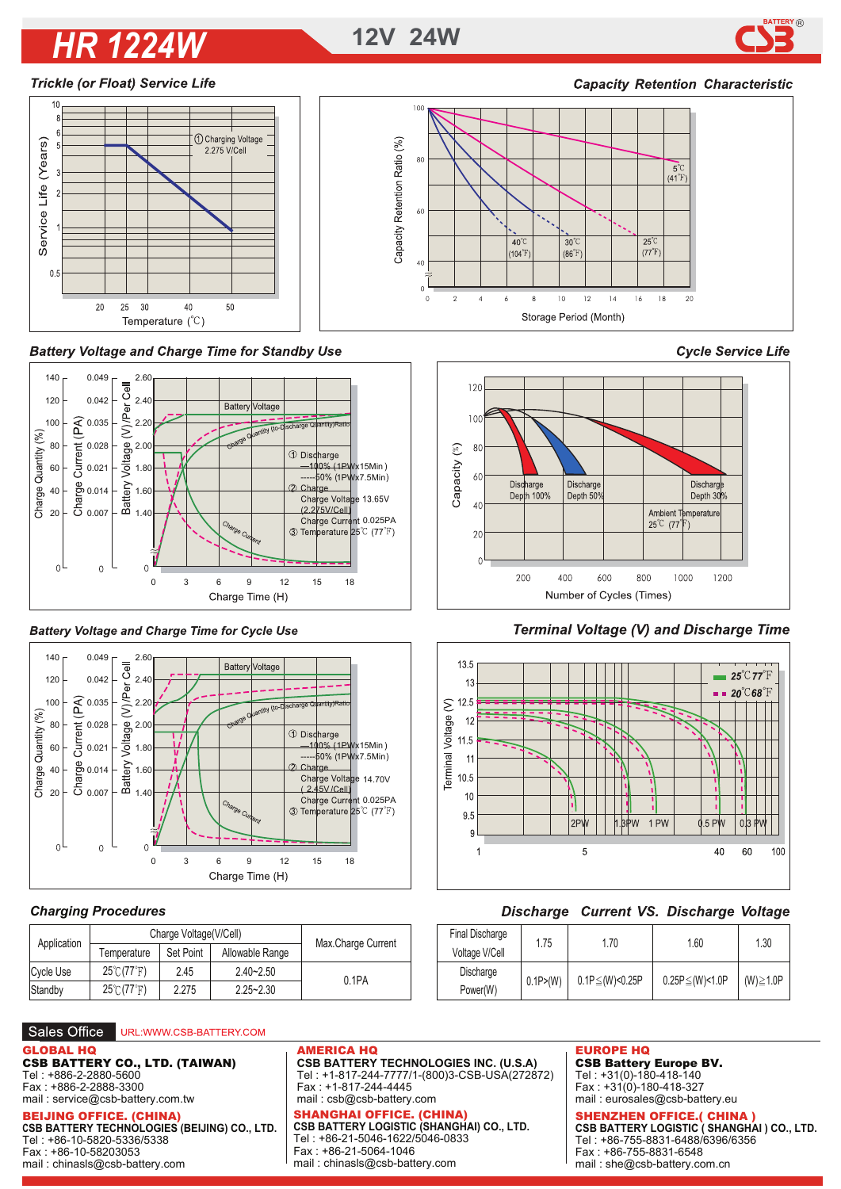# HR 1224W

12V 24W

## Trickle (or Float) Service Life

Service Life (Years)

10
8
6
5
3
2
1
0.5

① Charging Voltage
2.275 V/Cell

20 25 30 40 50

Temperature (℃)

## Capacity Retention Characteristic

Capacity Retention Ratio (%)

100
80
60
40
0

5℃ (41℉)
40℃ (104℉)
30℃ (86℉)
25℃ (77℉)

0 2 4 6 8 10 12 14 16 18 20

Storage Period (Month)

## Battery Voltage and Charge Time for Standby Use

Charge Quantity (%): 140 120 100 80 60 40 20 0

Charge Current (PA): 0.049 0.042 0.035 0.028 0.021 0.014 0.007 0

Battery Voltage (V)/Per Cell: 2.60 2.40 2.20 2.00 1.80 1.60 1.40 0

Battery Voltage

Charge Quantity (to-Discharge Quantity)Ratio

Charge Current

① Discharge
—100% (1PWx15Min)
-----50% (1PWx7.5Min)
② Charge
Charge Voltage 13.65V
(2.275V/Cell)
Charge Current 0.025PA
③ Temperature 25℃ (77℉)

0 3 6 9 12 15 18

Charge Time (H)

## Cycle Service Life

Capacity (%)

120
100
80
60
40
20
0

Discharge Depth 100%
Discharge Depth 50%
Discharge Depth 30%
Ambient Temperature 25℃ (77℉)

200 400 600 800 1000 1200

Number of Cycles (Times)

## Battery Voltage and Charge Time for Cycle Use

Charge Quantity (%): 140 120 100 80 60 40 20 0

Charge Current (PA): 0.049 0.042 0.035 0.028 0.021 0.014 0.007 0

Battery Voltage (V)/Per Cell: 2.60 2.40 2.20 2.00 1.80 1.60 1.40 0

Battery Voltage

Charge Quantity (to-Discharge Quantity)Ratio

Charge Current

① Discharge
—100% (1PWx15Min)
-----50% (1PWx7.5Min)
② Charge
Charge Voltage 14.70V
(2.45V/Cell)
Charge Current 0.025PA
③ Temperature 25℃ (77℉)

0 3 6 9 12 15 18

Charge Time (H)

## Terminal Voltage (V) and Discharge Time

Terminal Voltage (V)

13.5
13
12.5
12
11.5
11
10.5
10
9.5
9

25℃77℉
20℃68℉

2PW 1.3PW 1 PW 0.5 PW 0.3 PW

1 5 40 60 100

## Charging Procedures

| Application | Charge Voltage(V/Cell) | | | Max.Charge Current |
|---|---|---|---|---|
| | Temperature | Set Point | Allowable Range | |
| Cycle Use | 25℃(77℉) | 2.45 | 2.40~2.50 | 0.1PA |
| Standby | 25℃(77℉) | 2.275 | 2.25~2.30 | |

## Discharge Current VS. Discharge Voltage

| Final Discharge Voltage V/Cell | 1.75 | 1.70 | 1.60 | 1.30 |
|---|---|---|---|---|
| Discharge Power(W) | 0.1P>(W) | 0.1P≦(W)<0.25P | 0.25P≦(W)<1.0P | (W)≧1.0P |

## Sales Office

URL:WWW.CSB-BATTERY.COM

**GLOBAL HQ**
**CSB BATTERY CO., LTD. (TAIWAN)**
Tel : +886-2-2880-5600
Fax : +886-2-2888-3300
mail : service@csb-battery.com.tw

**AMERICA HQ**
**CSB BATTERY TECHNOLOGIES INC. (U.S.A)**
Tel : +1-817-244-7777/1-(800)3-CSB-USA(272872)
Fax : +1-817-244-4445
mail : csb@csb-battery.com

**EUROPE HQ**
**CSB Battery Europe BV.**
Tel : +31(0)-180-418-140
Fax : +31(0)-180-418-327
mail : eurosales@csb-battery.eu

**BEIJING OFFICE. (CHINA)**
**CSB BATTERY TECHNOLOGIES (BEIJING) CO., LTD.**
Tel : +86-10-5820-5336/5338
Fax : +86-10-58203053
mail : chinasls@csb-battery.com

**SHANGHAI OFFICE. (CHINA)**
**CSB BATTERY LOGISTIC (SHANGHAI) CO., LTD.**
Tel : +86-21-5046-1622/5046-0833
Fax : +86-21-5064-1046
mail : chinasls@csb-battery.com

**SHENZHEN OFFICE.( CHINA )**
**CSB BATTERY LOGISTIC ( SHANGHAI ) CO., LTD.**
Tel : +86-755-8831-6488/6396/6356
Fax : +86-755-8831-6548
mail : she@csb-battery.com.cn